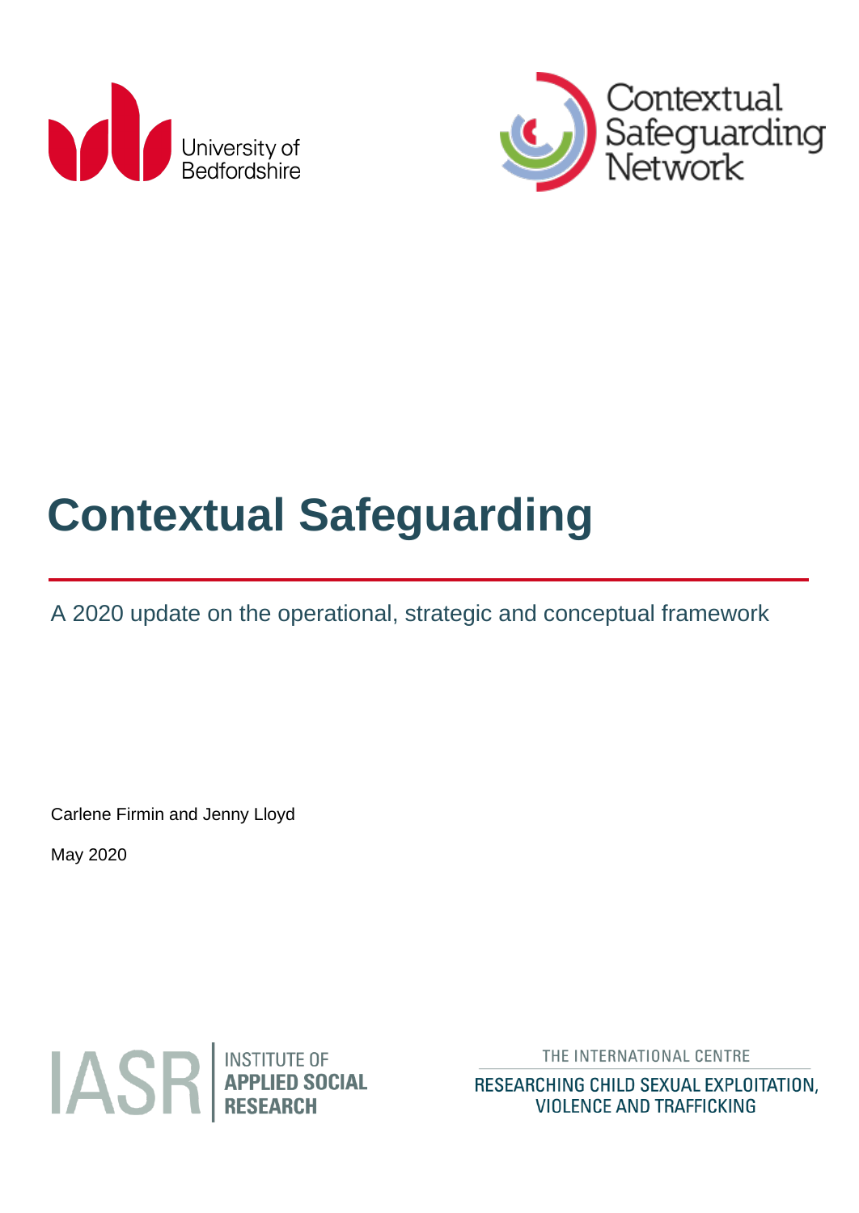University of Bedfordshire

Contextual Safeguarding Network

# Contextual Safeguarding

A 2020 update on the operational, strategic and conceptual framework

Carlene Firmin and Jenny Lloyd

May 2020

IASR INSTITUTE OF APPLIED SOCIAL RESEARCH

THE INTERNATIONAL CENTRE
RESEARCHING CHILD SEXUAL EXPLOITATION, VIOLENCE AND TRAFFICKING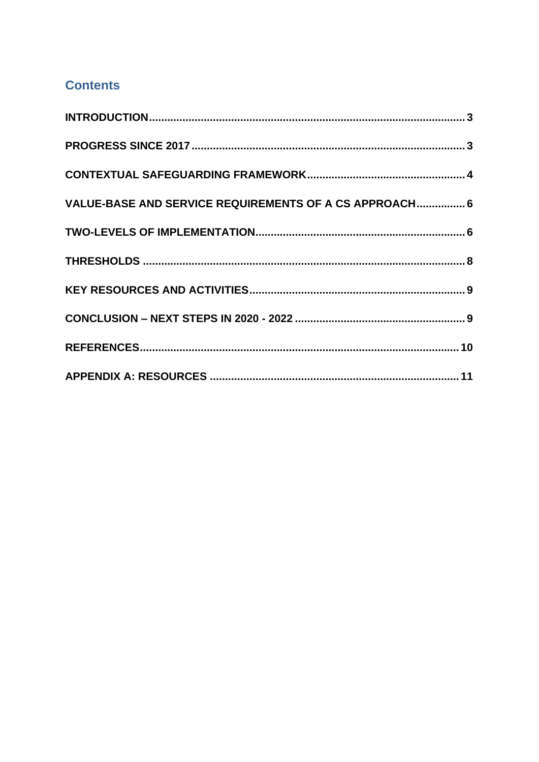## Contents

- **INTRODUCTION** ... 3
- **PROGRESS SINCE 2017** ... 3
- **CONTEXTUAL SAFEGUARDING FRAMEWORK** ... 4
- **VALUE-BASE AND SERVICE REQUIREMENTS OF A CS APPROACH** ... 6
- **TWO-LEVELS OF IMPLEMENTATION** ... 6
- **THRESHOLDS** ... 8
- **KEY RESOURCES AND ACTIVITIES** ... 9
- **CONCLUSION – NEXT STEPS IN 2020 - 2022** ... 9
- **REFERENCES** ... 10
- **APPENDIX A: RESOURCES** ... 11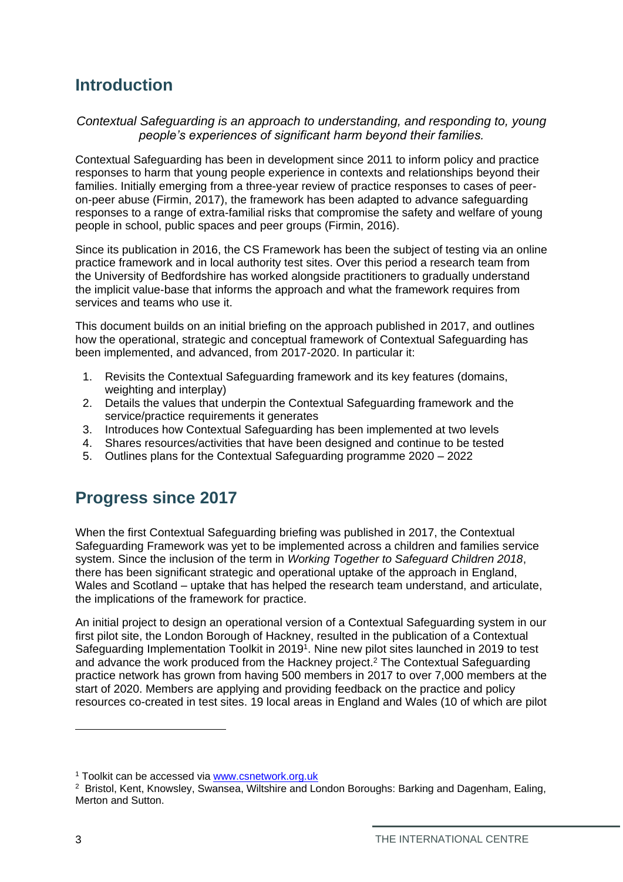## Introduction

*Contextual Safeguarding is an approach to understanding, and responding to, young people's experiences of significant harm beyond their families.*

Contextual Safeguarding has been in development since 2011 to inform policy and practice responses to harm that young people experience in contexts and relationships beyond their families. Initially emerging from a three-year review of practice responses to cases of peer-on-peer abuse (Firmin, 2017), the framework has been adapted to advance safeguarding responses to a range of extra-familial risks that compromise the safety and welfare of young people in school, public spaces and peer groups (Firmin, 2016).

Since its publication in 2016, the CS Framework has been the subject of testing via an online practice framework and in local authority test sites. Over this period a research team from the University of Bedfordshire has worked alongside practitioners to gradually understand the implicit value-base that informs the approach and what the framework requires from services and teams who use it.

This document builds on an initial briefing on the approach published in 2017, and outlines how the operational, strategic and conceptual framework of Contextual Safeguarding has been implemented, and advanced, from 2017-2020. In particular it:

1. Revisits the Contextual Safeguarding framework and its key features (domains, weighting and interplay)
2. Details the values that underpin the Contextual Safeguarding framework and the service/practice requirements it generates
3. Introduces how Contextual Safeguarding has been implemented at two levels
4. Shares resources/activities that have been designed and continue to be tested
5. Outlines plans for the Contextual Safeguarding programme 2020 – 2022

## Progress since 2017

When the first Contextual Safeguarding briefing was published in 2017, the Contextual Safeguarding Framework was yet to be implemented across a children and families service system. Since the inclusion of the term in *Working Together to Safeguard Children 2018*, there has been significant strategic and operational uptake of the approach in England, Wales and Scotland – uptake that has helped the research team understand, and articulate, the implications of the framework for practice.

An initial project to design an operational version of a Contextual Safeguarding system in our first pilot site, the London Borough of Hackney, resulted in the publication of a Contextual Safeguarding Implementation Toolkit in 2019[1]. Nine new pilot sites launched in 2019 to test and advance the work produced from the Hackney project.[2] The Contextual Safeguarding practice network has grown from having 500 members in 2017 to over 7,000 members at the start of 2020. Members are applying and providing feedback on the practice and policy resources co-created in test sites. 19 local areas in England and Wales (10 of which are pilot

---

[1] Toolkit can be accessed via www.csnetwork.org.uk

[2] Bristol, Kent, Knowsley, Swansea, Wiltshire and London Boroughs: Barking and Dagenham, Ealing, Merton and Sutton.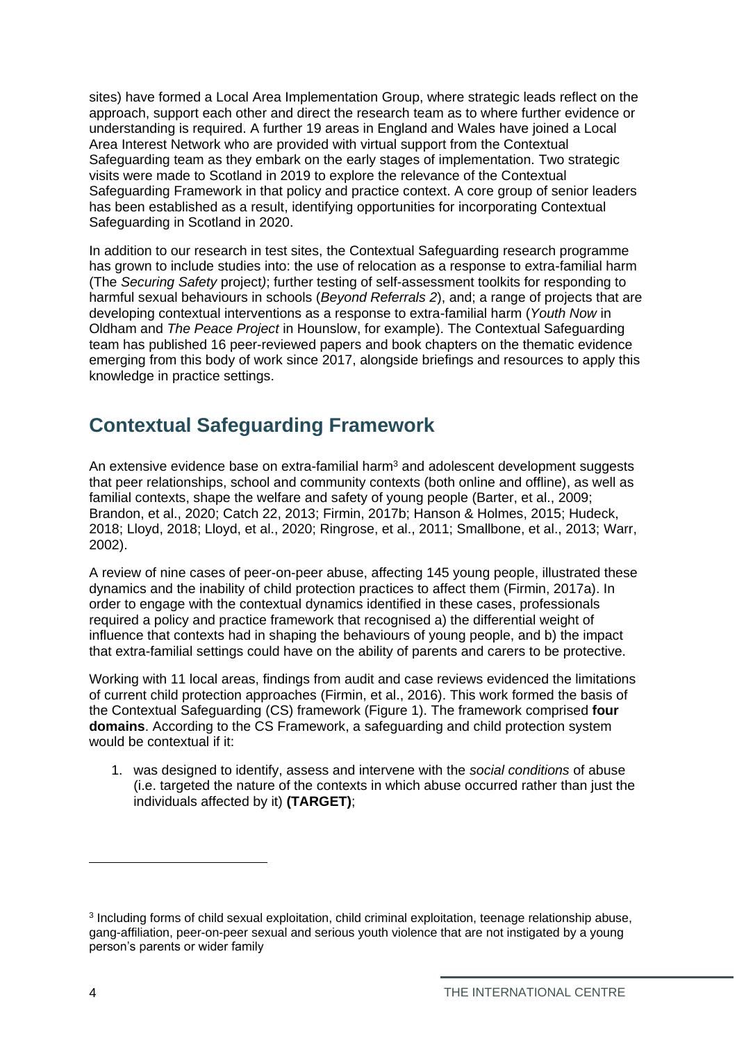sites) have formed a Local Area Implementation Group, where strategic leads reflect on the approach, support each other and direct the research team as to where further evidence or understanding is required. A further 19 areas in England and Wales have joined a Local Area Interest Network who are provided with virtual support from the Contextual Safeguarding team as they embark on the early stages of implementation. Two strategic visits were made to Scotland in 2019 to explore the relevance of the Contextual Safeguarding Framework in that policy and practice context. A core group of senior leaders has been established as a result, identifying opportunities for incorporating Contextual Safeguarding in Scotland in 2020.

In addition to our research in test sites, the Contextual Safeguarding research programme has grown to include studies into: the use of relocation as a response to extra-familial harm (The *Securing Safety* project*)*; further testing of self-assessment toolkits for responding to harmful sexual behaviours in schools (*Beyond Referrals 2*), and; a range of projects that are developing contextual interventions as a response to extra-familial harm (*Youth Now* in Oldham and *The Peace Project* in Hounslow, for example). The Contextual Safeguarding team has published 16 peer-reviewed papers and book chapters on the thematic evidence emerging from this body of work since 2017, alongside briefings and resources to apply this knowledge in practice settings.

## Contextual Safeguarding Framework

An extensive evidence base on extra-familial harm[3] and adolescent development suggests that peer relationships, school and community contexts (both online and offline), as well as familial contexts, shape the welfare and safety of young people (Barter, et al., 2009; Brandon, et al., 2020; Catch 22, 2013; Firmin, 2017b; Hanson & Holmes, 2015; Hudeck, 2018; Lloyd, 2018; Lloyd, et al., 2020; Ringrose, et al., 2011; Smallbone, et al., 2013; Warr, 2002).

A review of nine cases of peer-on-peer abuse, affecting 145 young people, illustrated these dynamics and the inability of child protection practices to affect them (Firmin, 2017a). In order to engage with the contextual dynamics identified in these cases, professionals required a policy and practice framework that recognised a) the differential weight of influence that contexts had in shaping the behaviours of young people, and b) the impact that extra-familial settings could have on the ability of parents and carers to be protective.

Working with 11 local areas, findings from audit and case reviews evidenced the limitations of current child protection approaches (Firmin, et al., 2016). This work formed the basis of the Contextual Safeguarding (CS) framework (Figure 1). The framework comprised **four domains**. According to the CS Framework, a safeguarding and child protection system would be contextual if it:

1. was designed to identify, assess and intervene with the *social conditions* of abuse (i.e. targeted the nature of the contexts in which abuse occurred rather than just the individuals affected by it) **(TARGET)**;

[3] Including forms of child sexual exploitation, child criminal exploitation, teenage relationship abuse, gang-affiliation, peer-on-peer sexual and serious youth violence that are not instigated by a young person's parents or wider family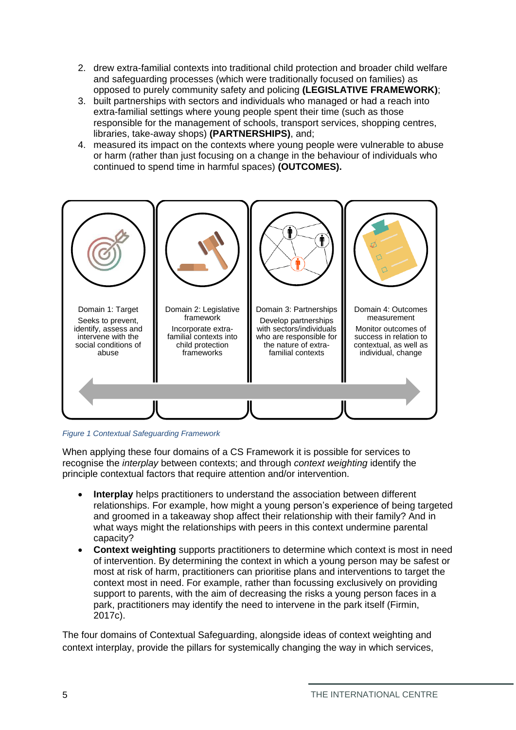2. drew extra-familial contexts into traditional child protection and broader child welfare and safeguarding processes (which were traditionally focused on families) as opposed to purely community safety and policing **(LEGISLATIVE FRAMEWORK)**;
3. built partnerships with sectors and individuals who managed or had a reach into extra-familial settings where young people spent their time (such as those responsible for the management of schools, transport services, shopping centres, libraries, take-away shops) **(PARTNERSHIPS)**, and;
4. measured its impact on the contexts where young people were vulnerable to abuse or harm (rather than just focusing on a change in the behaviour of individuals who continued to spend time in harmful spaces) **(OUTCOMES).**

| Domain 1: Target | Domain 2: Legislative framework | Domain 3: Partnerships | Domain 4: Outcomes measurement |
|---|---|---|---|
| Seeks to prevent, identify, assess and intervene with the social conditions of abuse | Incorporate extra-familial contexts into child protection frameworks | Develop partnerships with sectors/individuals who are responsible for the nature of extra-familial contexts | Monitor outcomes of success in relation to contextual, as well as individual, change |

*Figure 1 Contextual Safeguarding Framework*

When applying these four domains of a CS Framework it is possible for services to recognise the *interplay* between contexts; and through *context weighting* identify the principle contextual factors that require attention and/or intervention.

- **Interplay** helps practitioners to understand the association between different relationships. For example, how might a young person's experience of being targeted and groomed in a takeaway shop affect their relationship with their family? And in what ways might the relationships with peers in this context undermine parental capacity?
- **Context weighting** supports practitioners to determine which context is most in need of intervention. By determining the context in which a young person may be safest or most at risk of harm, practitioners can prioritise plans and interventions to target the context most in need. For example, rather than focussing exclusively on providing support to parents, with the aim of decreasing the risks a young person faces in a park, practitioners may identify the need to intervene in the park itself (Firmin, 2017c).

The four domains of Contextual Safeguarding, alongside ideas of context weighting and context interplay, provide the pillars for systemically changing the way in which services,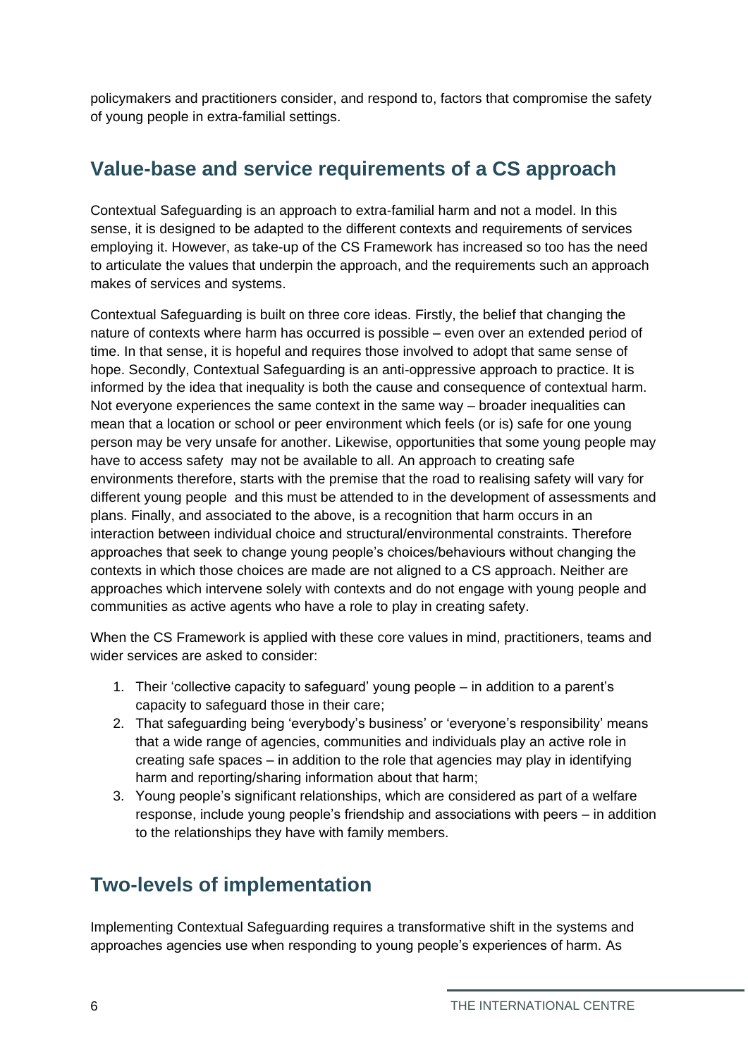policymakers and practitioners consider, and respond to, factors that compromise the safety of young people in extra-familial settings.

## Value-base and service requirements of a CS approach

Contextual Safeguarding is an approach to extra-familial harm and not a model. In this sense, it is designed to be adapted to the different contexts and requirements of services employing it. However, as take-up of the CS Framework has increased so too has the need to articulate the values that underpin the approach, and the requirements such an approach makes of services and systems.

Contextual Safeguarding is built on three core ideas. Firstly, the belief that changing the nature of contexts where harm has occurred is possible – even over an extended period of time. In that sense, it is hopeful and requires those involved to adopt that same sense of hope. Secondly, Contextual Safeguarding is an anti-oppressive approach to practice. It is informed by the idea that inequality is both the cause and consequence of contextual harm. Not everyone experiences the same context in the same way – broader inequalities can mean that a location or school or peer environment which feels (or is) safe for one young person may be very unsafe for another. Likewise, opportunities that some young people may have to access safety may not be available to all. An approach to creating safe environments therefore, starts with the premise that the road to realising safety will vary for different young people and this must be attended to in the development of assessments and plans. Finally, and associated to the above, is a recognition that harm occurs in an interaction between individual choice and structural/environmental constraints. Therefore approaches that seek to change young people's choices/behaviours without changing the contexts in which those choices are made are not aligned to a CS approach. Neither are approaches which intervene solely with contexts and do not engage with young people and communities as active agents who have a role to play in creating safety.

When the CS Framework is applied with these core values in mind, practitioners, teams and wider services are asked to consider:

1. Their 'collective capacity to safeguard' young people – in addition to a parent's capacity to safeguard those in their care;
2. That safeguarding being 'everybody's business' or 'everyone's responsibility' means that a wide range of agencies, communities and individuals play an active role in creating safe spaces – in addition to the role that agencies may play in identifying harm and reporting/sharing information about that harm;
3. Young people's significant relationships, which are considered as part of a welfare response, include young people's friendship and associations with peers – in addition to the relationships they have with family members.

## Two-levels of implementation

Implementing Contextual Safeguarding requires a transformative shift in the systems and approaches agencies use when responding to young people's experiences of harm. As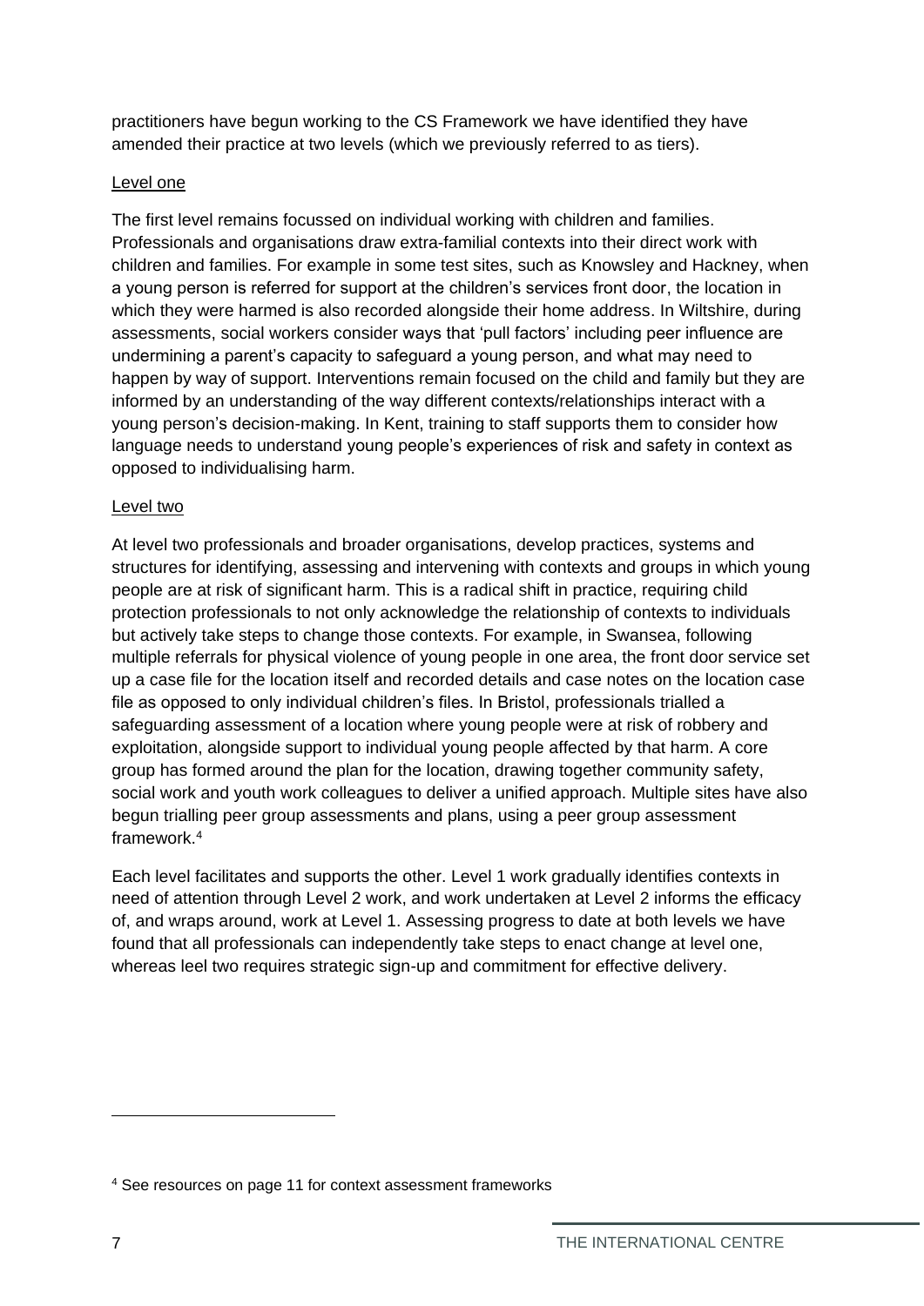practitioners have begun working to the CS Framework we have identified they have amended their practice at two levels (which we previously referred to as tiers).

Level one

The first level remains focussed on individual working with children and families. Professionals and organisations draw extra-familial contexts into their direct work with children and families. For example in some test sites, such as Knowsley and Hackney, when a young person is referred for support at the children's services front door, the location in which they were harmed is also recorded alongside their home address. In Wiltshire, during assessments, social workers consider ways that 'pull factors' including peer influence are undermining a parent's capacity to safeguard a young person, and what may need to happen by way of support. Interventions remain focused on the child and family but they are informed by an understanding of the way different contexts/relationships interact with a young person's decision-making. In Kent, training to staff supports them to consider how language needs to understand young people's experiences of risk and safety in context as opposed to individualising harm.

Level two

At level two professionals and broader organisations, develop practices, systems and structures for identifying, assessing and intervening with contexts and groups in which young people are at risk of significant harm. This is a radical shift in practice, requiring child protection professionals to not only acknowledge the relationship of contexts to individuals but actively take steps to change those contexts. For example, in Swansea, following multiple referrals for physical violence of young people in one area, the front door service set up a case file for the location itself and recorded details and case notes on the location case file as opposed to only individual children's files. In Bristol, professionals trialled a safeguarding assessment of a location where young people were at risk of robbery and exploitation, alongside support to individual young people affected by that harm. A core group has formed around the plan for the location, drawing together community safety, social work and youth work colleagues to deliver a unified approach. Multiple sites have also begun trialling peer group assessments and plans, using a peer group assessment framework.[4]

Each level facilitates and supports the other. Level 1 work gradually identifies contexts in need of attention through Level 2 work, and work undertaken at Level 2 informs the efficacy of, and wraps around, work at Level 1. Assessing progress to date at both levels we have found that all professionals can independently take steps to enact change at level one, whereas leel two requires strategic sign-up and commitment for effective delivery.

[4] See resources on page 11 for context assessment frameworks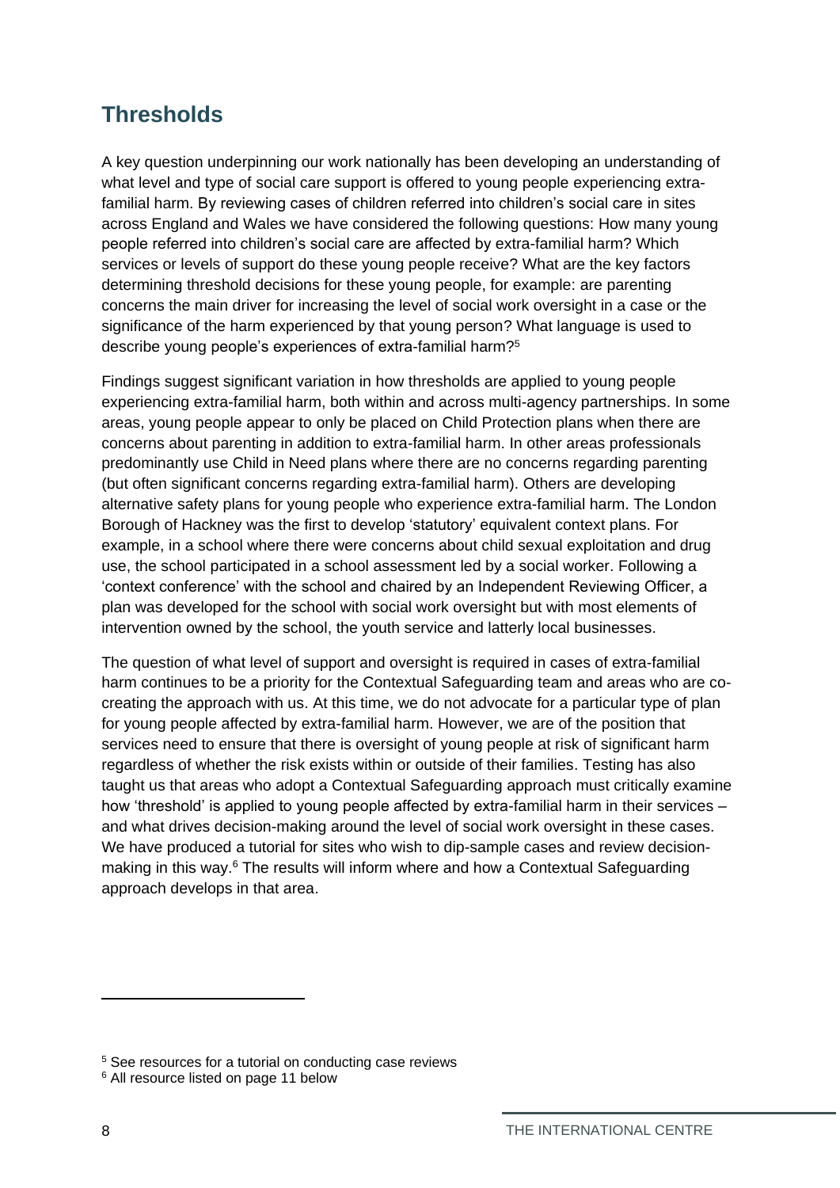## Thresholds

A key question underpinning our work nationally has been developing an understanding of what level and type of social care support is offered to young people experiencing extra-familial harm. By reviewing cases of children referred into children's social care in sites across England and Wales we have considered the following questions: How many young people referred into children's social care are affected by extra-familial harm? Which services or levels of support do these young people receive? What are the key factors determining threshold decisions for these young people, for example: are parenting concerns the main driver for increasing the level of social work oversight in a case or the significance of the harm experienced by that young person? What language is used to describe young people's experiences of extra-familial harm?[5]

Findings suggest significant variation in how thresholds are applied to young people experiencing extra-familial harm, both within and across multi-agency partnerships. In some areas, young people appear to only be placed on Child Protection plans when there are concerns about parenting in addition to extra-familial harm. In other areas professionals predominantly use Child in Need plans where there are no concerns regarding parenting (but often significant concerns regarding extra-familial harm). Others are developing alternative safety plans for young people who experience extra-familial harm. The London Borough of Hackney was the first to develop 'statutory' equivalent context plans. For example, in a school where there were concerns about child sexual exploitation and drug use, the school participated in a school assessment led by a social worker. Following a 'context conference' with the school and chaired by an Independent Reviewing Officer, a plan was developed for the school with social work oversight but with most elements of intervention owned by the school, the youth service and latterly local businesses.

The question of what level of support and oversight is required in cases of extra-familial harm continues to be a priority for the Contextual Safeguarding team and areas who are co-creating the approach with us. At this time, we do not advocate for a particular type of plan for young people affected by extra-familial harm. However, we are of the position that services need to ensure that there is oversight of young people at risk of significant harm regardless of whether the risk exists within or outside of their families. Testing has also taught us that areas who adopt a Contextual Safeguarding approach must critically examine how 'threshold' is applied to young people affected by extra-familial harm in their services – and what drives decision-making around the level of social work oversight in these cases. We have produced a tutorial for sites who wish to dip-sample cases and review decision-making in this way.[6] The results will inform where and how a Contextual Safeguarding approach develops in that area.

---

[5] See resources for a tutorial on conducting case reviews

[6] All resource listed on page 11 below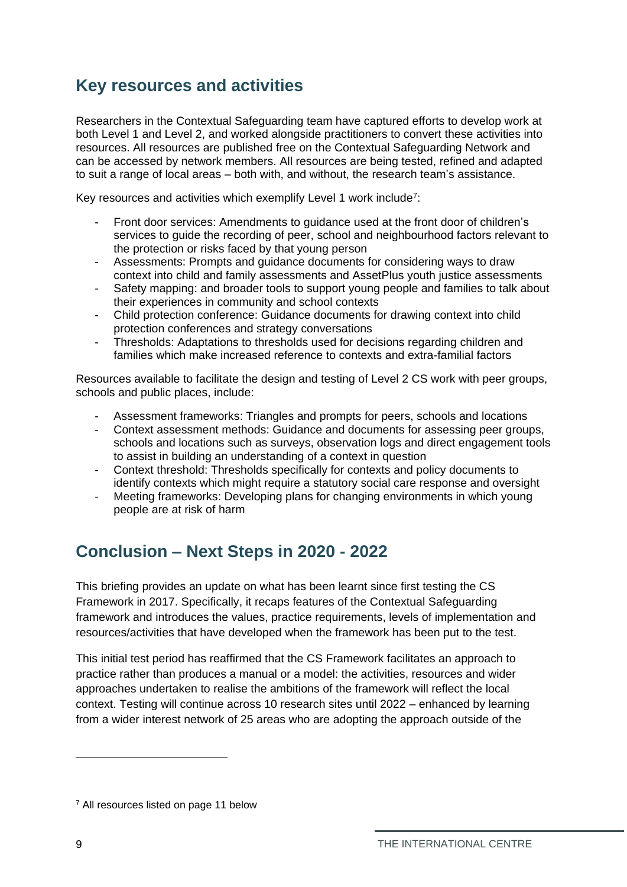## Key resources and activities

Researchers in the Contextual Safeguarding team have captured efforts to develop work at both Level 1 and Level 2, and worked alongside practitioners to convert these activities into resources. All resources are published free on the Contextual Safeguarding Network and can be accessed by network members. All resources are being tested, refined and adapted to suit a range of local areas – both with, and without, the research team's assistance.

Key resources and activities which exemplify Level 1 work include[7]:

- Front door services: Amendments to guidance used at the front door of children's services to guide the recording of peer, school and neighbourhood factors relevant to the protection or risks faced by that young person
- Assessments: Prompts and guidance documents for considering ways to draw context into child and family assessments and AssetPlus youth justice assessments
- Safety mapping: and broader tools to support young people and families to talk about their experiences in community and school contexts
- Child protection conference: Guidance documents for drawing context into child protection conferences and strategy conversations
- Thresholds: Adaptations to thresholds used for decisions regarding children and families which make increased reference to contexts and extra-familial factors

Resources available to facilitate the design and testing of Level 2 CS work with peer groups, schools and public places, include:

- Assessment frameworks: Triangles and prompts for peers, schools and locations
- Context assessment methods: Guidance and documents for assessing peer groups, schools and locations such as surveys, observation logs and direct engagement tools to assist in building an understanding of a context in question
- Context threshold: Thresholds specifically for contexts and policy documents to identify contexts which might require a statutory social care response and oversight
- Meeting frameworks: Developing plans for changing environments in which young people are at risk of harm

## Conclusion – Next Steps in 2020 - 2022

This briefing provides an update on what has been learnt since first testing the CS Framework in 2017. Specifically, it recaps features of the Contextual Safeguarding framework and introduces the values, practice requirements, levels of implementation and resources/activities that have developed when the framework has been put to the test.

This initial test period has reaffirmed that the CS Framework facilitates an approach to practice rather than produces a manual or a model: the activities, resources and wider approaches undertaken to realise the ambitions of the framework will reflect the local context. Testing will continue across 10 research sites until 2022 – enhanced by learning from a wider interest network of 25 areas who are adopting the approach outside of the

[7] All resources listed on page 11 below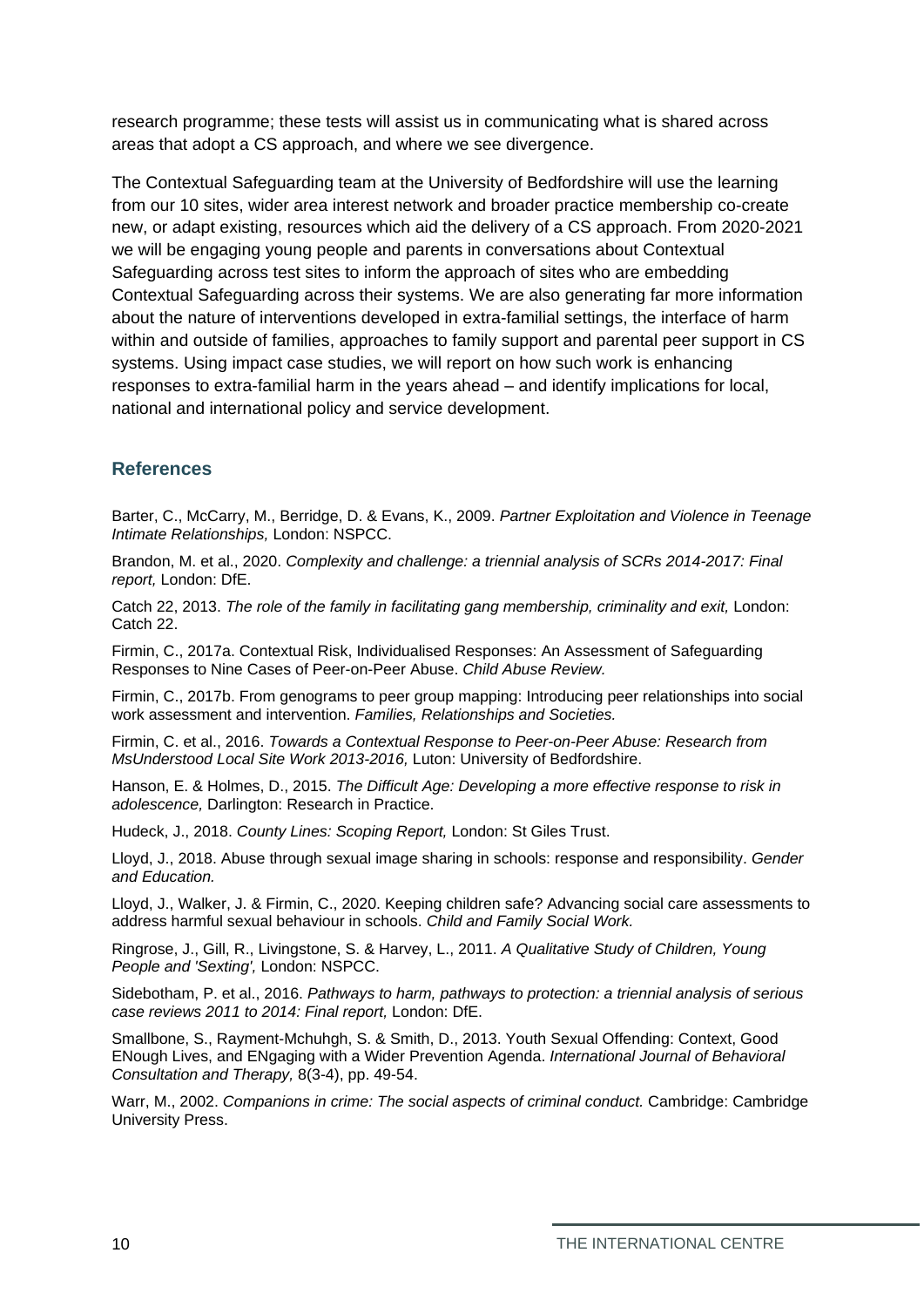research programme; these tests will assist us in communicating what is shared across areas that adopt a CS approach, and where we see divergence.

The Contextual Safeguarding team at the University of Bedfordshire will use the learning from our 10 sites, wider area interest network and broader practice membership co-create new, or adapt existing, resources which aid the delivery of a CS approach. From 2020-2021 we will be engaging young people and parents in conversations about Contextual Safeguarding across test sites to inform the approach of sites who are embedding Contextual Safeguarding across their systems. We are also generating far more information about the nature of interventions developed in extra-familial settings, the interface of harm within and outside of families, approaches to family support and parental peer support in CS systems. Using impact case studies, we will report on how such work is enhancing responses to extra-familial harm in the years ahead – and identify implications for local, national and international policy and service development.

## References

Barter, C., McCarry, M., Berridge, D. & Evans, K., 2009. *Partner Exploitation and Violence in Teenage Intimate Relationships,* London: NSPCC.

Brandon, M. et al., 2020. *Complexity and challenge: a triennial analysis of SCRs 2014-2017: Final report,* London: DfE.

Catch 22, 2013. *The role of the family in facilitating gang membership, criminality and exit,* London: Catch 22.

Firmin, C., 2017a. Contextual Risk, Individualised Responses: An Assessment of Safeguarding Responses to Nine Cases of Peer-on-Peer Abuse. *Child Abuse Review.*

Firmin, C., 2017b. From genograms to peer group mapping: Introducing peer relationships into social work assessment and intervention. *Families, Relationships and Societies.*

Firmin, C. et al., 2016. *Towards a Contextual Response to Peer-on-Peer Abuse: Research from MsUnderstood Local Site Work 2013-2016,* Luton: University of Bedfordshire.

Hanson, E. & Holmes, D., 2015. *The Difficult Age: Developing a more effective response to risk in adolescence,* Darlington: Research in Practice.

Hudeck, J., 2018. *County Lines: Scoping Report,* London: St Giles Trust.

Lloyd, J., 2018. Abuse through sexual image sharing in schools: response and responsibility. *Gender and Education.*

Lloyd, J., Walker, J. & Firmin, C., 2020. Keeping children safe? Advancing social care assessments to address harmful sexual behaviour in schools. *Child and Family Social Work.*

Ringrose, J., Gill, R., Livingstone, S. & Harvey, L., 2011. *A Qualitative Study of Children, Young People and 'Sexting',* London: NSPCC.

Sidebotham, P. et al., 2016. *Pathways to harm, pathways to protection: a triennial analysis of serious case reviews 2011 to 2014: Final report,* London: DfE.

Smallbone, S., Rayment-Mchuhgh, S. & Smith, D., 2013. Youth Sexual Offending: Context, Good ENough Lives, and ENgaging with a Wider Prevention Agenda. *International Journal of Behavioral Consultation and Therapy,* 8(3-4), pp. 49-54.

Warr, M., 2002. *Companions in crime: The social aspects of criminal conduct.* Cambridge: Cambridge University Press.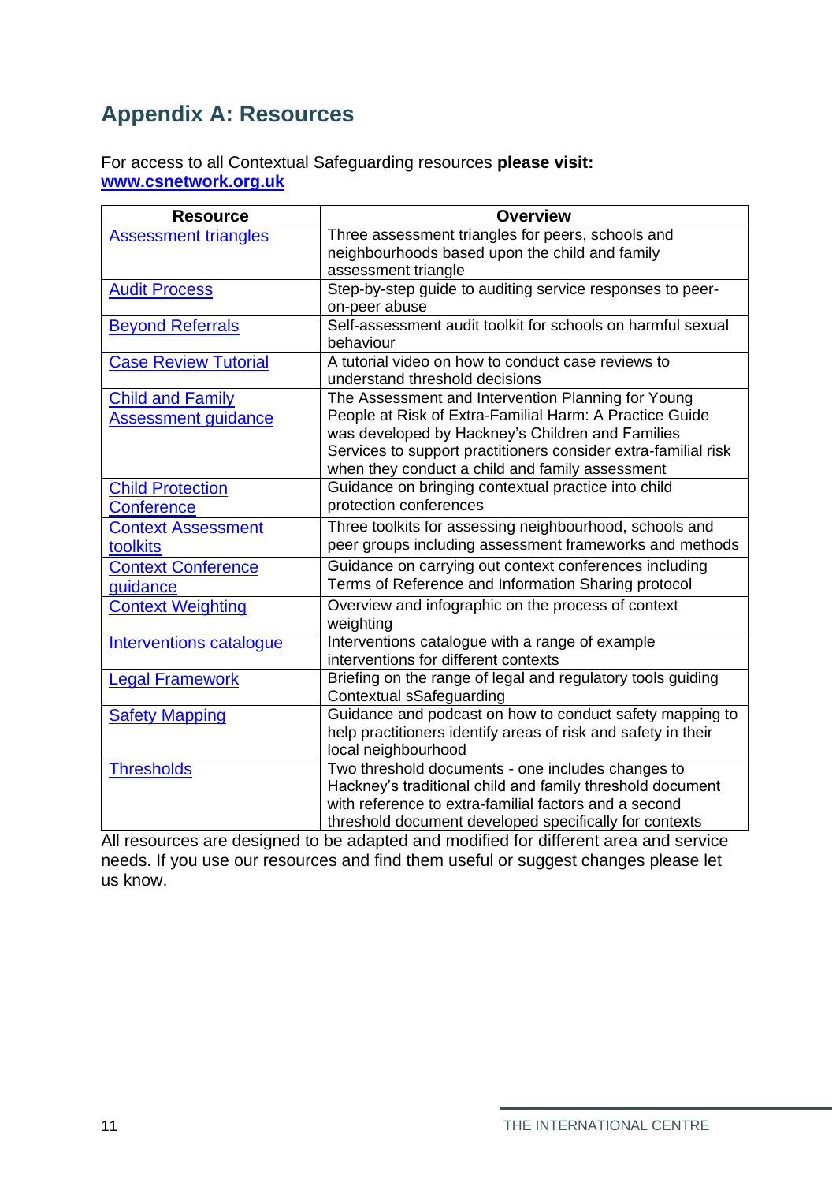## Appendix A: Resources

For access to all Contextual Safeguarding resources **please visit:** **www.csnetwork.org.uk**

| Resource | Overview |
| --- | --- |
| Assessment triangles | Three assessment triangles for peers, schools and neighbourhoods based upon the child and family assessment triangle |
| Audit Process | Step-by-step guide to auditing service responses to peer-on-peer abuse |
| Beyond Referrals | Self-assessment audit toolkit for schools on harmful sexual behaviour |
| Case Review Tutorial | A tutorial video on how to conduct case reviews to understand threshold decisions |
| Child and Family Assessment guidance | The Assessment and Intervention Planning for Young People at Risk of Extra-Familial Harm: A Practice Guide was developed by Hackney's Children and Families Services to support practitioners consider extra-familial risk when they conduct a child and family assessment |
| Child Protection Conference | Guidance on bringing contextual practice into child protection conferences |
| Context Assessment toolkits | Three toolkits for assessing neighbourhood, schools and peer groups including assessment frameworks and methods |
| Context Conference guidance | Guidance on carrying out context conferences including Terms of Reference and Information Sharing protocol |
| Context Weighting | Overview and infographic on the process of context weighting |
| Interventions catalogue | Interventions catalogue with a range of example interventions for different contexts |
| Legal Framework | Briefing on the range of legal and regulatory tools guiding Contextual sSafeguarding |
| Safety Mapping | Guidance and podcast on how to conduct safety mapping to help practitioners identify areas of risk and safety in their local neighbourhood |
| Thresholds | Two threshold documents - one includes changes to Hackney's traditional child and family threshold document with reference to extra-familial factors and a second threshold document developed specifically for contexts |

All resources are designed to be adapted and modified for different area and service needs. If you use our resources and find them useful or suggest changes please let us know.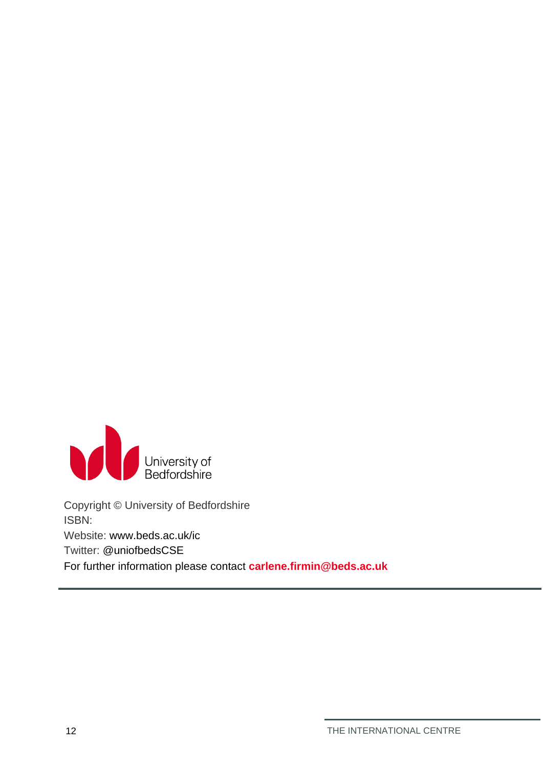University of Bedfordshire

Copyright © University of Bedfordshire
ISBN:
Website: www.beds.ac.uk/ic
Twitter: @uniofbedsCSE
For further information please contact **carlene.firmin@beds.ac.uk**